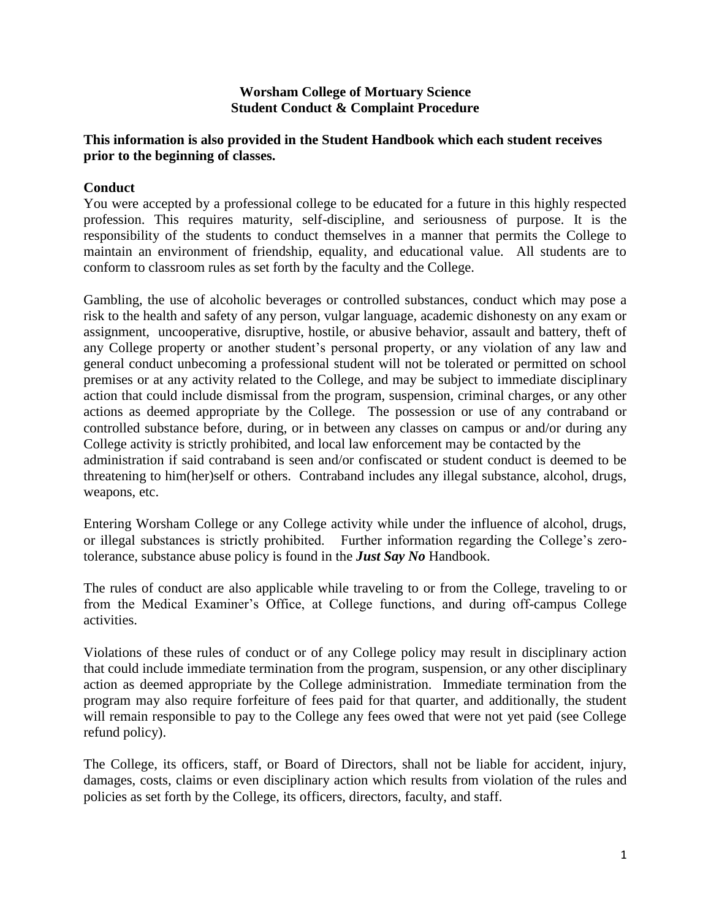**Worsham College of Mortuary Science**
**Student Conduct & Complaint Procedure**

**This information is also provided in the Student Handbook which each student receives prior to the beginning of classes.**

## Conduct

You were accepted by a professional college to be educated for a future in this highly respected profession. This requires maturity, self-discipline, and seriousness of purpose. It is the responsibility of the students to conduct themselves in a manner that permits the College to maintain an environment of friendship, equality, and educational value. All students are to conform to classroom rules as set forth by the faculty and the College.

Gambling, the use of alcoholic beverages or controlled substances, conduct which may pose a risk to the health and safety of any person, vulgar language, academic dishonesty on any exam or assignment, uncooperative, disruptive, hostile, or abusive behavior, assault and battery, theft of any College property or another student's personal property, or any violation of any law and general conduct unbecoming a professional student will not be tolerated or permitted on school premises or at any activity related to the College, and may be subject to immediate disciplinary action that could include dismissal from the program, suspension, criminal charges, or any other actions as deemed appropriate by the College. The possession or use of any contraband or controlled substance before, during, or in between any classes on campus or and/or during any College activity is strictly prohibited, and local law enforcement may be contacted by the administration if said contraband is seen and/or confiscated or student conduct is deemed to be threatening to him(her)self or others. Contraband includes any illegal substance, alcohol, drugs, weapons, etc.

Entering Worsham College or any College activity while under the influence of alcohol, drugs, or illegal substances is strictly prohibited. Further information regarding the College's zero-tolerance, substance abuse policy is found in the ***Just Say No*** Handbook.

The rules of conduct are also applicable while traveling to or from the College, traveling to or from the Medical Examiner's Office, at College functions, and during off-campus College activities.

Violations of these rules of conduct or of any College policy may result in disciplinary action that could include immediate termination from the program, suspension, or any other disciplinary action as deemed appropriate by the College administration. Immediate termination from the program may also require forfeiture of fees paid for that quarter, and additionally, the student will remain responsible to pay to the College any fees owed that were not yet paid (see College refund policy).

The College, its officers, staff, or Board of Directors, shall not be liable for accident, injury, damages, costs, claims or even disciplinary action which results from violation of the rules and policies as set forth by the College, its officers, directors, faculty, and staff.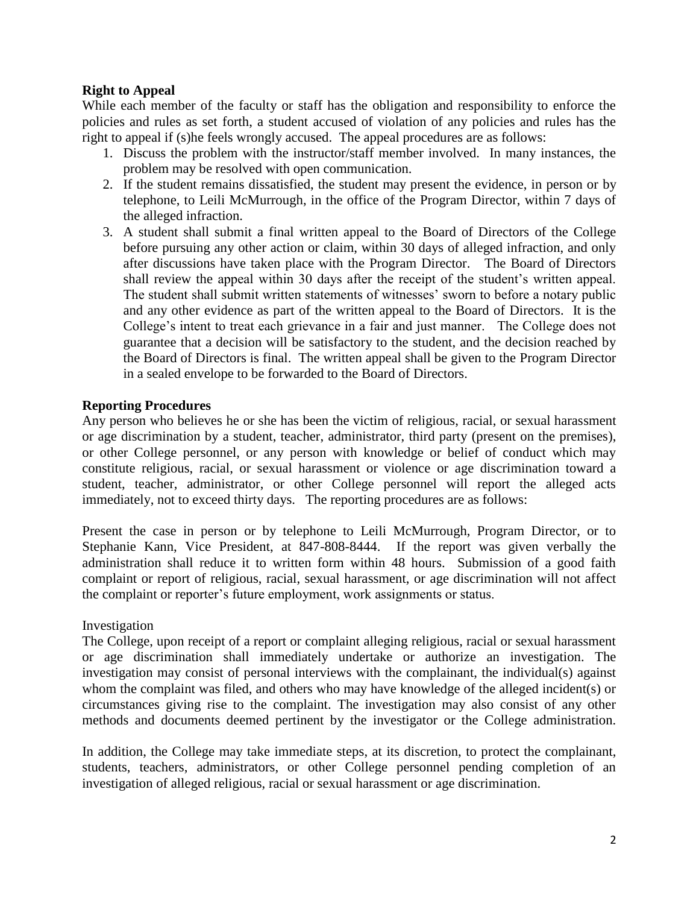**Right to Appeal**

While each member of the faculty or staff has the obligation and responsibility to enforce the policies and rules as set forth, a student accused of violation of any policies and rules has the right to appeal if (s)he feels wrongly accused. The appeal procedures are as follows:

1. Discuss the problem with the instructor/staff member involved. In many instances, the problem may be resolved with open communication.
2. If the student remains dissatisfied, the student may present the evidence, in person or by telephone, to Leili McMurrough, in the office of the Program Director, within 7 days of the alleged infraction.
3. A student shall submit a final written appeal to the Board of Directors of the College before pursuing any other action or claim, within 30 days of alleged infraction, and only after discussions have taken place with the Program Director. The Board of Directors shall review the appeal within 30 days after the receipt of the student's written appeal. The student shall submit written statements of witnesses' sworn to before a notary public and any other evidence as part of the written appeal to the Board of Directors. It is the College's intent to treat each grievance in a fair and just manner. The College does not guarantee that a decision will be satisfactory to the student, and the decision reached by the Board of Directors is final. The written appeal shall be given to the Program Director in a sealed envelope to be forwarded to the Board of Directors.

**Reporting Procedures**

Any person who believes he or she has been the victim of religious, racial, or sexual harassment or age discrimination by a student, teacher, administrator, third party (present on the premises), or other College personnel, or any person with knowledge or belief of conduct which may constitute religious, racial, or sexual harassment or violence or age discrimination toward a student, teacher, administrator, or other College personnel will report the alleged acts immediately, not to exceed thirty days. The reporting procedures are as follows:

Present the case in person or by telephone to Leili McMurrough, Program Director, or to Stephanie Kann, Vice President, at 847-808-8444. If the report was given verbally the administration shall reduce it to written form within 48 hours. Submission of a good faith complaint or report of religious, racial, sexual harassment, or age discrimination will not affect the complaint or reporter's future employment, work assignments or status.

Investigation

The College, upon receipt of a report or complaint alleging religious, racial or sexual harassment or age discrimination shall immediately undertake or authorize an investigation. The investigation may consist of personal interviews with the complainant, the individual(s) against whom the complaint was filed, and others who may have knowledge of the alleged incident(s) or circumstances giving rise to the complaint. The investigation may also consist of any other methods and documents deemed pertinent by the investigator or the College administration.

In addition, the College may take immediate steps, at its discretion, to protect the complainant, students, teachers, administrators, or other College personnel pending completion of an investigation of alleged religious, racial or sexual harassment or age discrimination.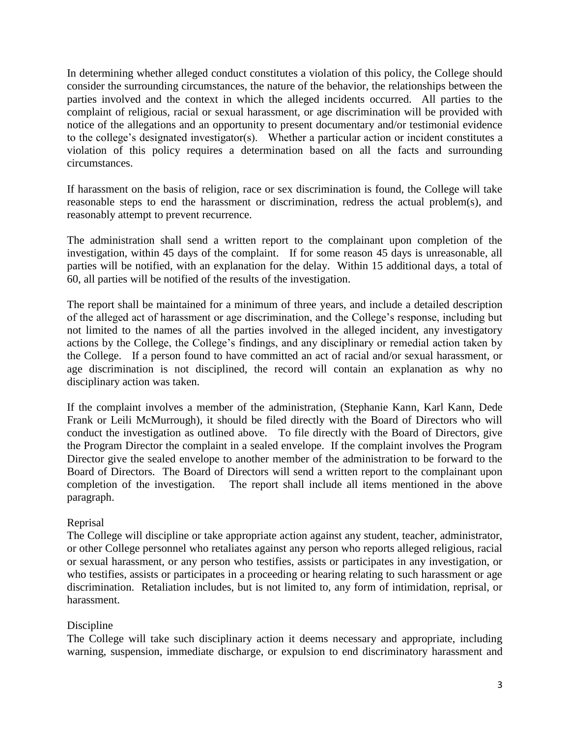In determining whether alleged conduct constitutes a violation of this policy, the College should consider the surrounding circumstances, the nature of the behavior, the relationships between the parties involved and the context in which the alleged incidents occurred. All parties to the complaint of religious, racial or sexual harassment, or age discrimination will be provided with notice of the allegations and an opportunity to present documentary and/or testimonial evidence to the college's designated investigator(s). Whether a particular action or incident constitutes a violation of this policy requires a determination based on all the facts and surrounding circumstances.

If harassment on the basis of religion, race or sex discrimination is found, the College will take reasonable steps to end the harassment or discrimination, redress the actual problem(s), and reasonably attempt to prevent recurrence.

The administration shall send a written report to the complainant upon completion of the investigation, within 45 days of the complaint. If for some reason 45 days is unreasonable, all parties will be notified, with an explanation for the delay. Within 15 additional days, a total of 60, all parties will be notified of the results of the investigation.

The report shall be maintained for a minimum of three years, and include a detailed description of the alleged act of harassment or age discrimination, and the College's response, including but not limited to the names of all the parties involved in the alleged incident, any investigatory actions by the College, the College's findings, and any disciplinary or remedial action taken by the College. If a person found to have committed an act of racial and/or sexual harassment, or age discrimination is not disciplined, the record will contain an explanation as why no disciplinary action was taken.

If the complaint involves a member of the administration, (Stephanie Kann, Karl Kann, Dede Frank or Leili McMurrough), it should be filed directly with the Board of Directors who will conduct the investigation as outlined above. To file directly with the Board of Directors, give the Program Director the complaint in a sealed envelope. If the complaint involves the Program Director give the sealed envelope to another member of the administration to be forward to the Board of Directors. The Board of Directors will send a written report to the complainant upon completion of the investigation. The report shall include all items mentioned in the above paragraph.

Reprisal

The College will discipline or take appropriate action against any student, teacher, administrator, or other College personnel who retaliates against any person who reports alleged religious, racial or sexual harassment, or any person who testifies, assists or participates in any investigation, or who testifies, assists or participates in a proceeding or hearing relating to such harassment or age discrimination. Retaliation includes, but is not limited to, any form of intimidation, reprisal, or harassment.

Discipline

The College will take such disciplinary action it deems necessary and appropriate, including warning, suspension, immediate discharge, or expulsion to end discriminatory harassment and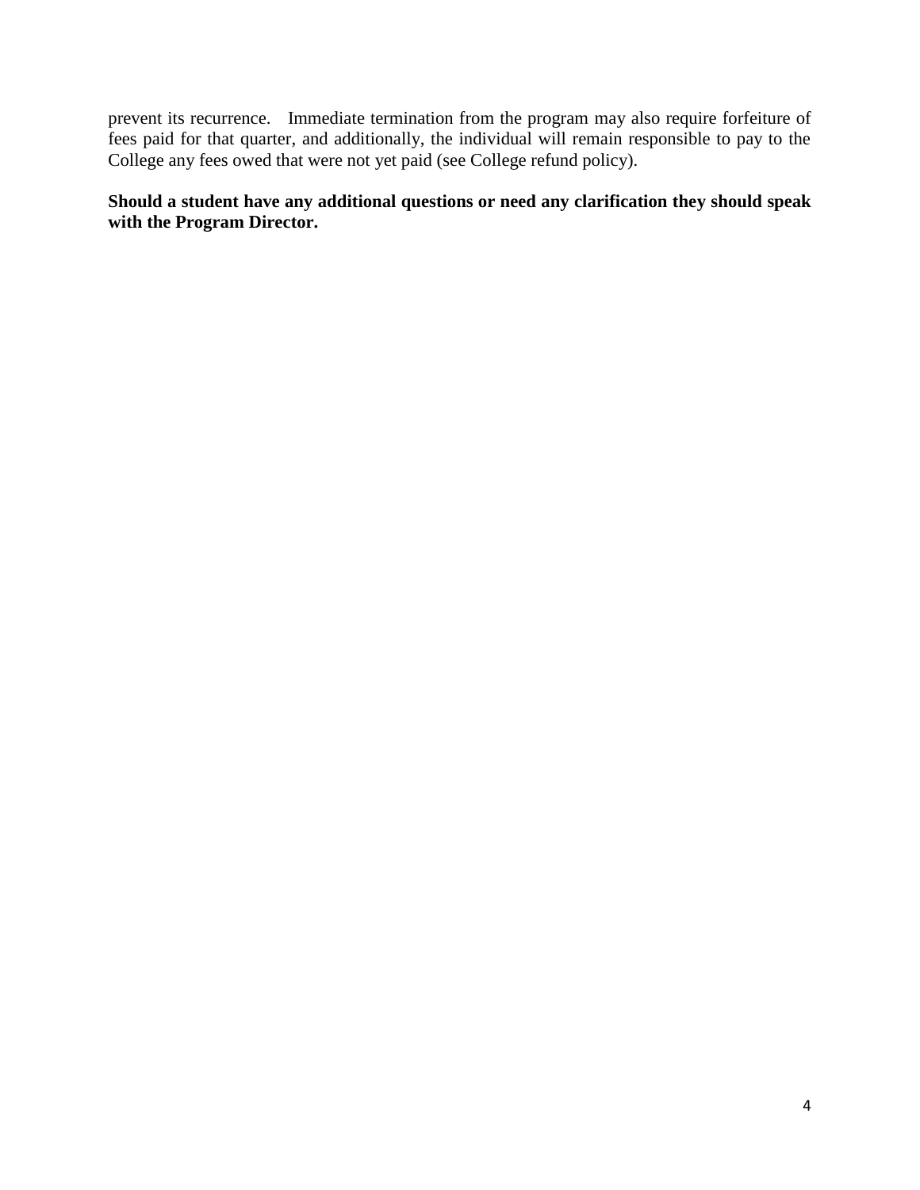prevent its recurrence. Immediate termination from the program may also require forfeiture of fees paid for that quarter, and additionally, the individual will remain responsible to pay to the College any fees owed that were not yet paid (see College refund policy).

**Should a student have any additional questions or need any clarification they should speak with the Program Director.**